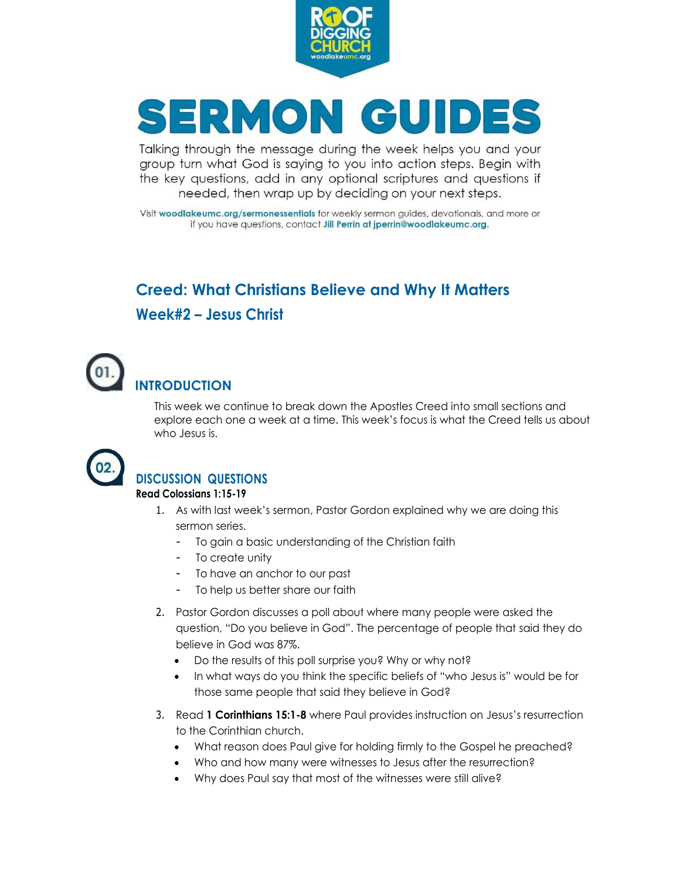# SERMON GUIDES

Talking through the message during the week helps you and your group turn what God is saying to you into action steps. Begin with the key questions, add in any optional scriptures and questions if needed, then wrap up by deciding on your next steps.

Visit **woodlakeumc.org/sermonessentials** for weekly sermon guides, devotionals, and more or if you have questions, contact **Jill Perrin at jperrin@woodlakeumc.org.**

## Creed: What Christians Believe and Why It Matters

## Week#2 – Jesus Christ

### 01. INTRODUCTION

This week we continue to break down the Apostles Creed into small sections and explore each one a week at a time. This week's focus is what the Creed tells us about who Jesus is.

### 02. DISCUSSION QUESTIONS

**Read Colossians 1:15-19**

1. As with last week's sermon, Pastor Gordon explained why we are doing this sermon series.
   - To gain a basic understanding of the Christian faith
   - To create unity
   - To have an anchor to our past
   - To help us better share our faith

2. Pastor Gordon discusses a poll about where many people were asked the question, "Do you believe in God". The percentage of people that said they do believe in God was 87%.
   - Do the results of this poll surprise you? Why or why not?
   - In what ways do you think the specific beliefs of "who Jesus is" would be for those same people that said they believe in God?

3. Read **1 Corinthians 15:1-8** where Paul provides instruction on Jesus's resurrection to the Corinthian church.
   - What reason does Paul give for holding firmly to the Gospel he preached?
   - Who and how many were witnesses to Jesus after the resurrection?
   - Why does Paul say that most of the witnesses were still alive?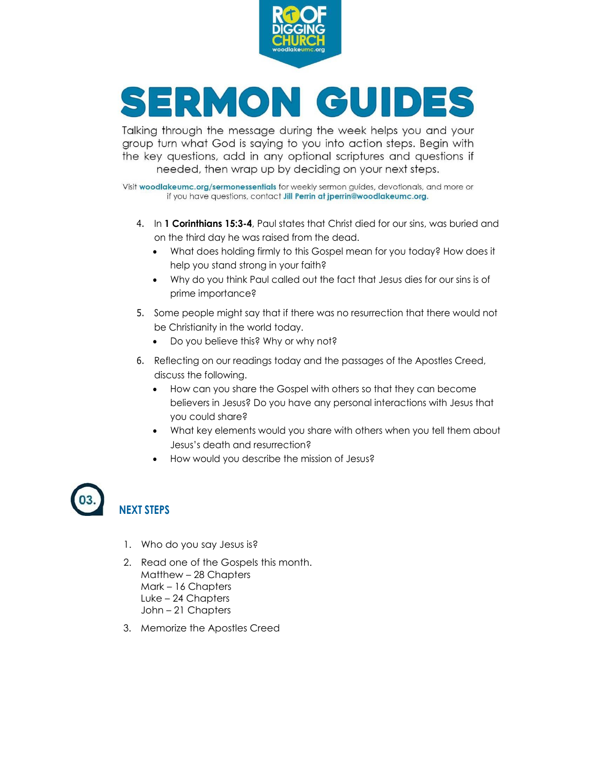# SERMON GUIDES

Talking through the message during the week helps you and your group turn what God is saying to you into action steps. Begin with the key questions, add in any optional scriptures and questions if needed, then wrap up by deciding on your next steps.

Visit **woodlakeumc.org/sermonessentials** for weekly sermon guides, devotionals, and more or if you have questions, contact **Jill Perrin at jperrin@woodlakeumc.org.**

4. In **1 Corinthians 15:3-4**, Paul states that Christ died for our sins, was buried and on the third day he was raised from the dead.
   - What does holding firmly to this Gospel mean for you today? How does it help you stand strong in your faith?
   - Why do you think Paul called out the fact that Jesus dies for our sins is of prime importance?
5. Some people might say that if there was no resurrection that there would not be Christianity in the world today.
   - Do you believe this? Why or why not?
6. Reflecting on our readings today and the passages of the Apostles Creed, discuss the following.
   - How can you share the Gospel with others so that they can become believers in Jesus? Do you have any personal interactions with Jesus that you could share?
   - What key elements would you share with others when you tell them about Jesus's death and resurrection?
   - How would you describe the mission of Jesus?

## 03. NEXT STEPS

1. Who do you say Jesus is?
2. Read one of the Gospels this month.
   Matthew – 28 Chapters
   Mark – 16 Chapters
   Luke – 24 Chapters
   John – 21 Chapters
3. Memorize the Apostles Creed